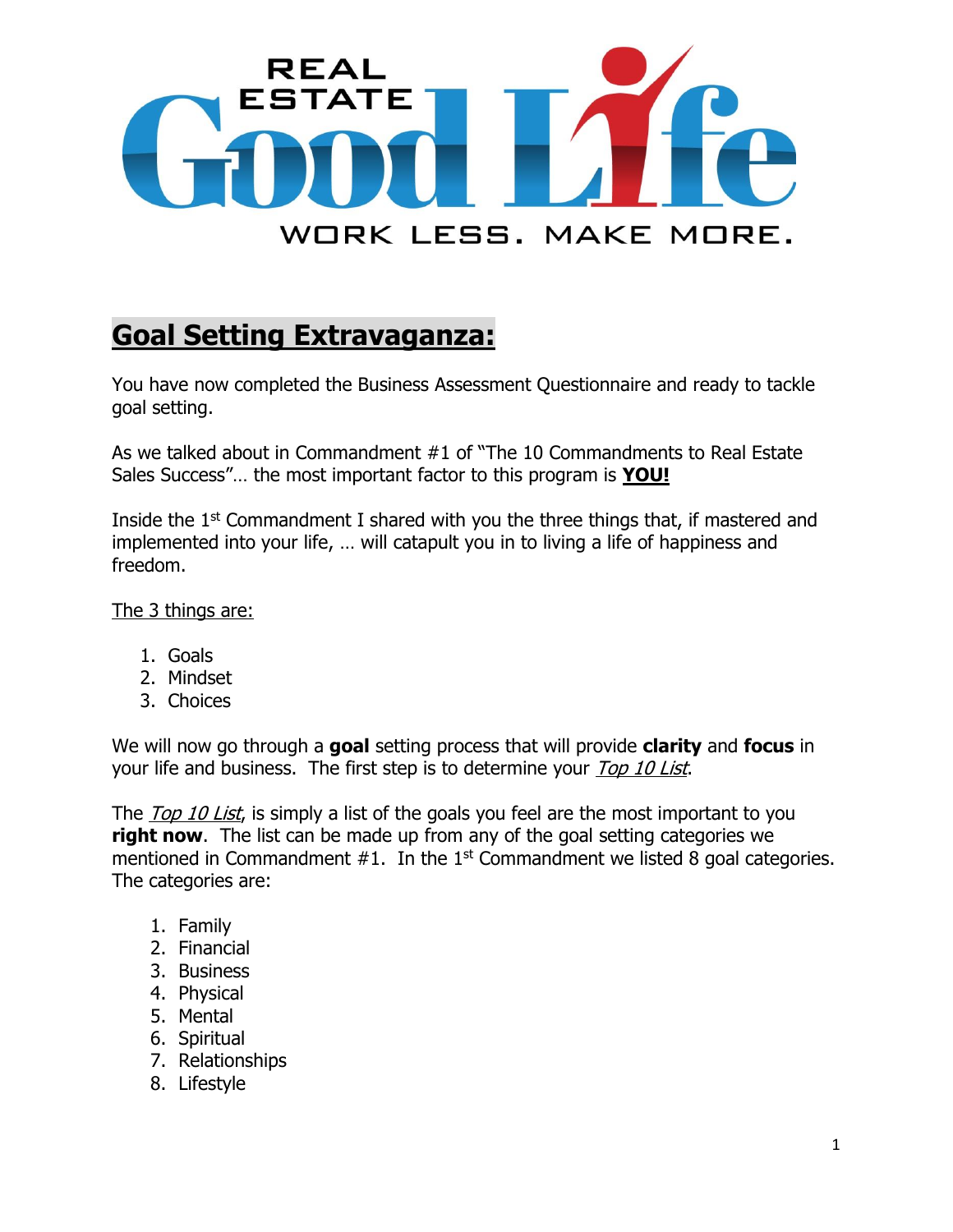# Goal Setting Extravaganza:

You have now completed the Business Assessment Questionnaire and ready to tackle goal setting.

As we talked about in Commandment #1 of "The 10 Commandments to Real Estate Sales Success"… the most important factor to this program is **YOU!**

Inside the 1st Commandment I shared with you the three things that, if mastered and implemented into your life, … will catapult you in to living a life of happiness and freedom.

The 3 things are:

1. Goals
2. Mindset
3. Choices

We will now go through a **goal** setting process that will provide **clarity** and **focus** in your life and business. The first step is to determine your *Top 10 List*.

The *Top 10 List*, is simply a list of the goals you feel are the most important to you **right now**. The list can be made up from any of the goal setting categories we mentioned in Commandment #1. In the 1st Commandment we listed 8 goal categories. The categories are:

1. Family
2. Financial
3. Business
4. Physical
5. Mental
6. Spiritual
7. Relationships
8. Lifestyle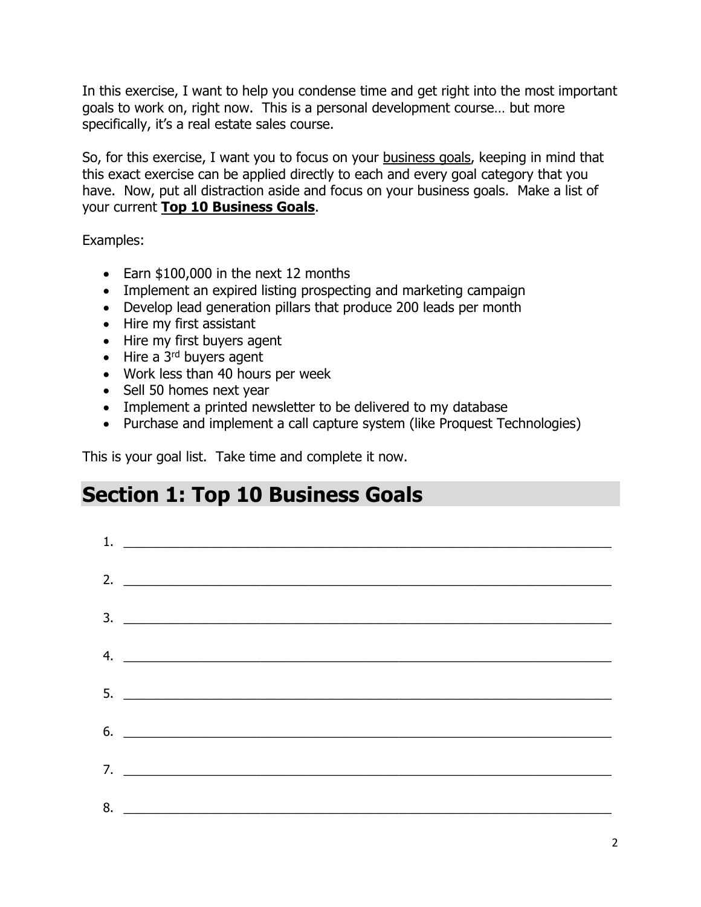In this exercise, I want to help you condense time and get right into the most important goals to work on, right now. This is a personal development course… but more specifically, it's a real estate sales course.

So, for this exercise, I want you to focus on your <u>business goals</u>, keeping in mind that this exact exercise can be applied directly to each and every goal category that you have. Now, put all distraction aside and focus on your business goals. Make a list of your current **<u>Top 10 Business Goals</u>**.

Examples:

- Earn $100,000 in the next 12 months
- Implement an expired listing prospecting and marketing campaign
- Develop lead generation pillars that produce 200 leads per month
- Hire my first assistant
- Hire my first buyers agent
- Hire a 3rd buyers agent
- Work less than 40 hours per week
- Sell 50 homes next year
- Implement a printed newsletter to be delivered to my database
- Purchase and implement a call capture system (like Proquest Technologies)

This is your goal list. Take time and complete it now.

## Section 1: Top 10 Business Goals

1. ______________________________________________________________________

2. ______________________________________________________________________

3. ______________________________________________________________________

4. ______________________________________________________________________

5. ______________________________________________________________________

6. ______________________________________________________________________

7. ______________________________________________________________________

8. ______________________________________________________________________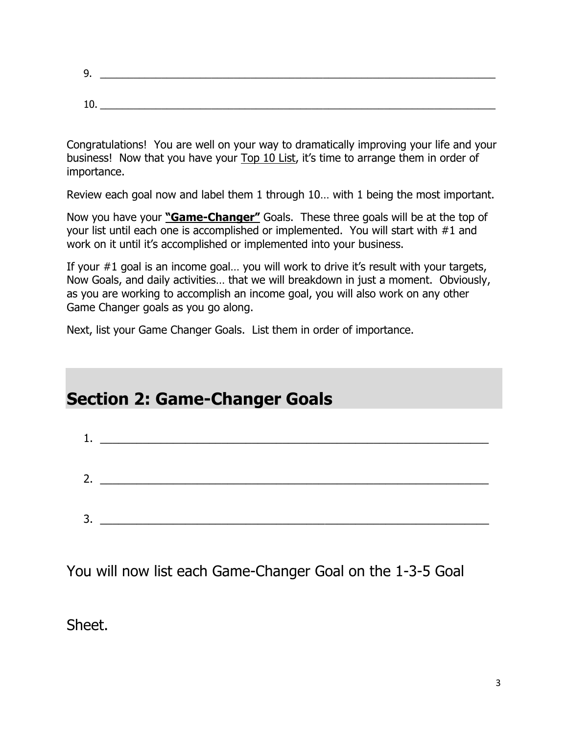9. \_\_\_\_\_\_\_\_\_\_\_\_\_\_\_\_\_\_\_\_\_\_\_\_\_\_\_\_\_\_\_\_\_\_\_\_\_\_\_\_\_\_\_\_\_\_\_\_\_\_\_\_\_\_\_\_\_\_\_\_\_\_\_\_\_\_\_\_\_\_

10. \_\_\_\_\_\_\_\_\_\_\_\_\_\_\_\_\_\_\_\_\_\_\_\_\_\_\_\_\_\_\_\_\_\_\_\_\_\_\_\_\_\_\_\_\_\_\_\_\_\_\_\_\_\_\_\_\_\_\_\_\_\_\_\_\_\_\_\_\_\_

Congratulations! You are well on your way to dramatically improving your life and your business! Now that you have your <u>Top 10 List</u>, it's time to arrange them in order of importance.

Review each goal now and label them 1 through 10… with 1 being the most important.

Now you have your **<u>"Game-Changer"</u>** Goals. These three goals will be at the top of your list until each one is accomplished or implemented. You will start with #1 and work on it until it's accomplished or implemented into your business.

If your #1 goal is an income goal… you will work to drive it's result with your targets, Now Goals, and daily activities… that we will breakdown in just a moment. Obviously, as you are working to accomplish an income goal, you will also work on any other Game Changer goals as you go along.

Next, list your Game Changer Goals. List them in order of importance.

## Section 2: Game-Changer Goals

1. \_\_\_\_\_\_\_\_\_\_\_\_\_\_\_\_\_\_\_\_\_\_\_\_\_\_\_\_\_\_\_\_\_\_\_\_\_\_\_\_\_\_\_\_\_\_\_\_\_\_\_\_\_\_\_\_\_\_\_\_\_\_\_\_\_\_

2. \_\_\_\_\_\_\_\_\_\_\_\_\_\_\_\_\_\_\_\_\_\_\_\_\_\_\_\_\_\_\_\_\_\_\_\_\_\_\_\_\_\_\_\_\_\_\_\_\_\_\_\_\_\_\_\_\_\_\_\_\_\_\_\_\_\_

3. \_\_\_\_\_\_\_\_\_\_\_\_\_\_\_\_\_\_\_\_\_\_\_\_\_\_\_\_\_\_\_\_\_\_\_\_\_\_\_\_\_\_\_\_\_\_\_\_\_\_\_\_\_\_\_\_\_\_\_\_\_\_\_\_\_\_

You will now list each Game-Changer Goal on the 1-3-5 Goal Sheet.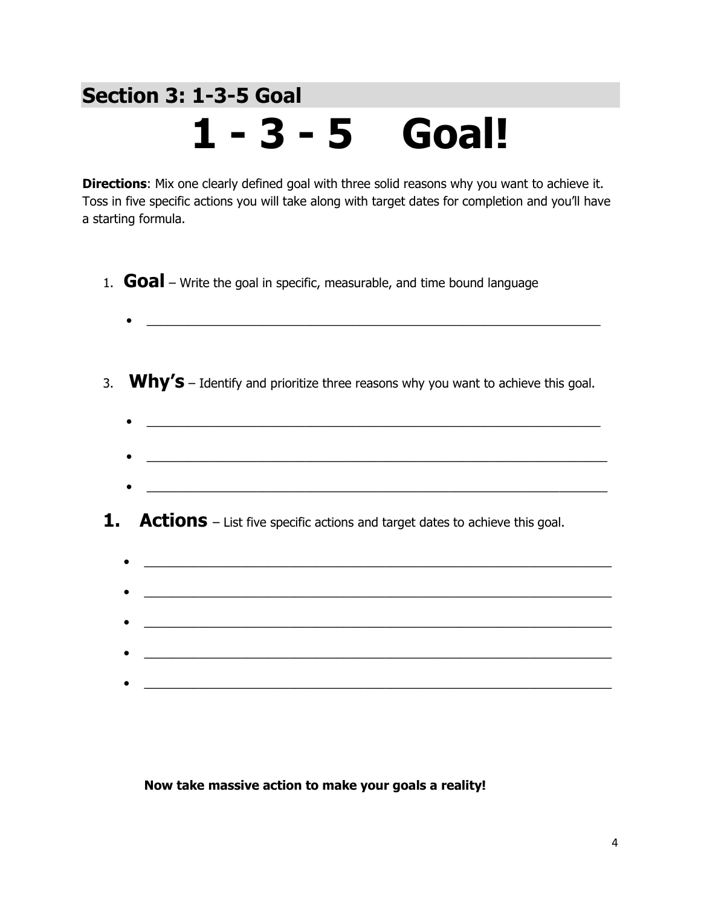## Section 3: 1-3-5 Goal

# 1 - 3 - 5 Goal!

**Directions**: Mix one clearly defined goal with three solid reasons why you want to achieve it. Toss in five specific actions you will take along with target dates for completion and you'll have a starting formula.

1. **Goal** – Write the goal in specific, measurable, and time bound language

- ____________________________________________________________

3. **Why's** – Identify and prioritize three reasons why you want to achieve this goal.

- ____________________________________________________________
- ____________________________________________________________
- ____________________________________________________________

**1. Actions** – List five specific actions and target dates to achieve this goal.

- ____________________________________________________________
- ____________________________________________________________
- ____________________________________________________________
- ____________________________________________________________
- ____________________________________________________________

**Now take massive action to make your goals a reality!**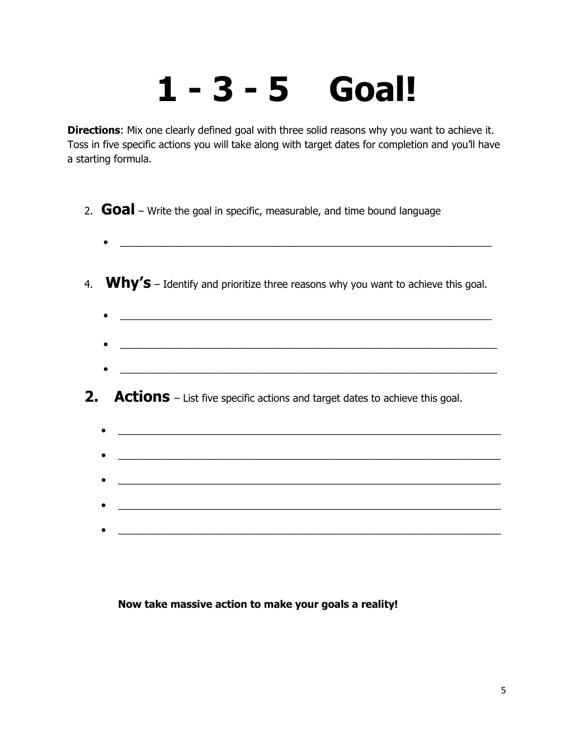# 1 - 3 - 5 Goal!

**Directions**: Mix one clearly defined goal with three solid reasons why you want to achieve it. Toss in five specific actions you will take along with target dates for completion and you'll have a starting formula.

2. **Goal** – Write the goal in specific, measurable, and time bound language

- ______________________________________________________________

4. **Why's** – Identify and prioritize three reasons why you want to achieve this goal.

- ______________________________________________________________
- ______________________________________________________________
- ______________________________________________________________

**2. Actions** – List five specific actions and target dates to achieve this goal.

- ______________________________________________________________
- ______________________________________________________________
- ______________________________________________________________
- ______________________________________________________________
- ______________________________________________________________

**Now take massive action to make your goals a reality!**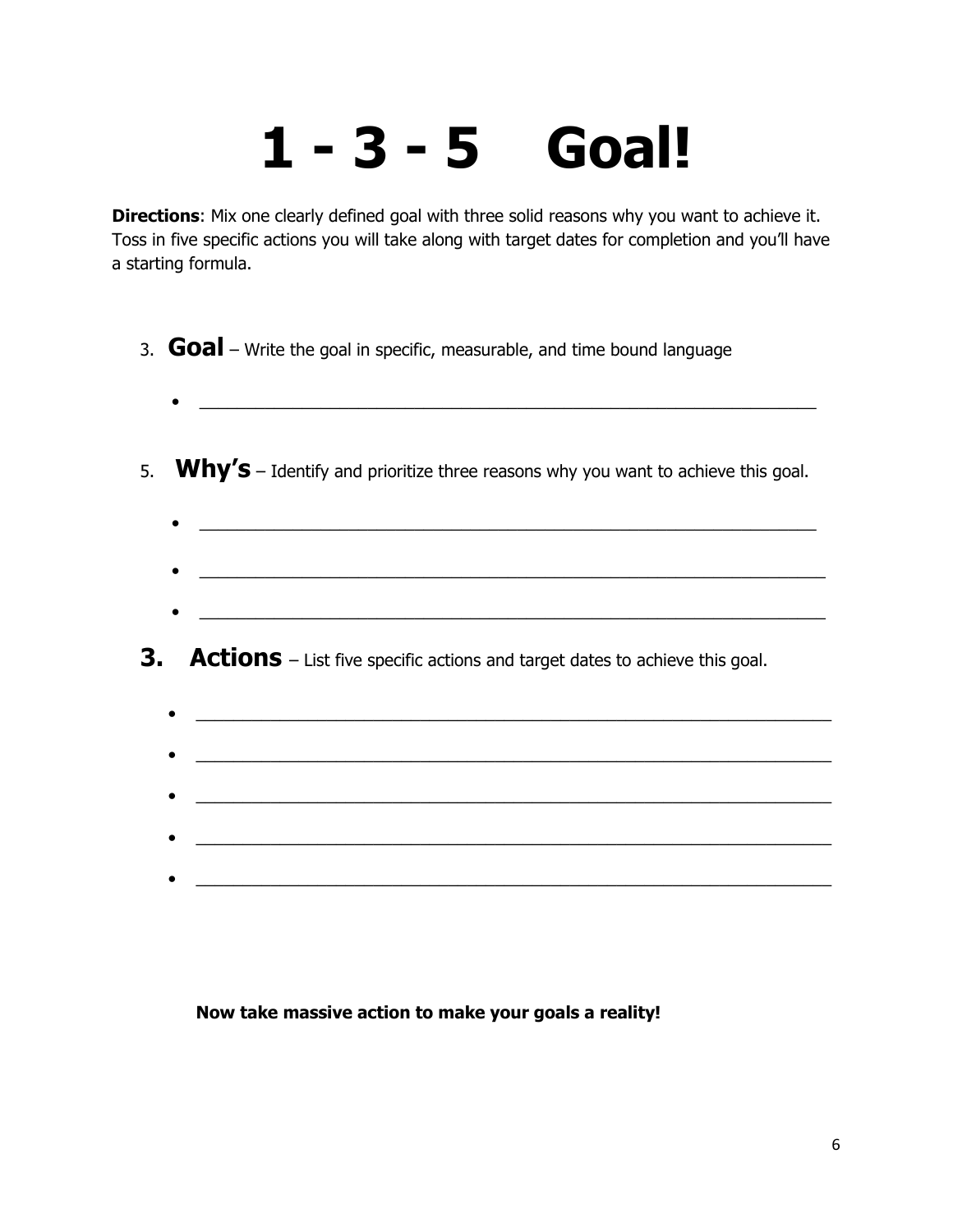# 1 - 3 - 5 Goal!

**Directions**: Mix one clearly defined goal with three solid reasons why you want to achieve it. Toss in five specific actions you will take along with target dates for completion and you'll have a starting formula.

3. **Goal** – Write the goal in specific, measurable, and time bound language

   - ______________________________________________________________

5. **Why's** – Identify and prioritize three reasons why you want to achieve this goal.

   - ______________________________________________________________
   - ______________________________________________________________
   - ______________________________________________________________

3. **Actions** – List five specific actions and target dates to achieve this goal.

   - ______________________________________________________________
   - ______________________________________________________________
   - ______________________________________________________________
   - ______________________________________________________________
   - ______________________________________________________________

**Now take massive action to make your goals a reality!**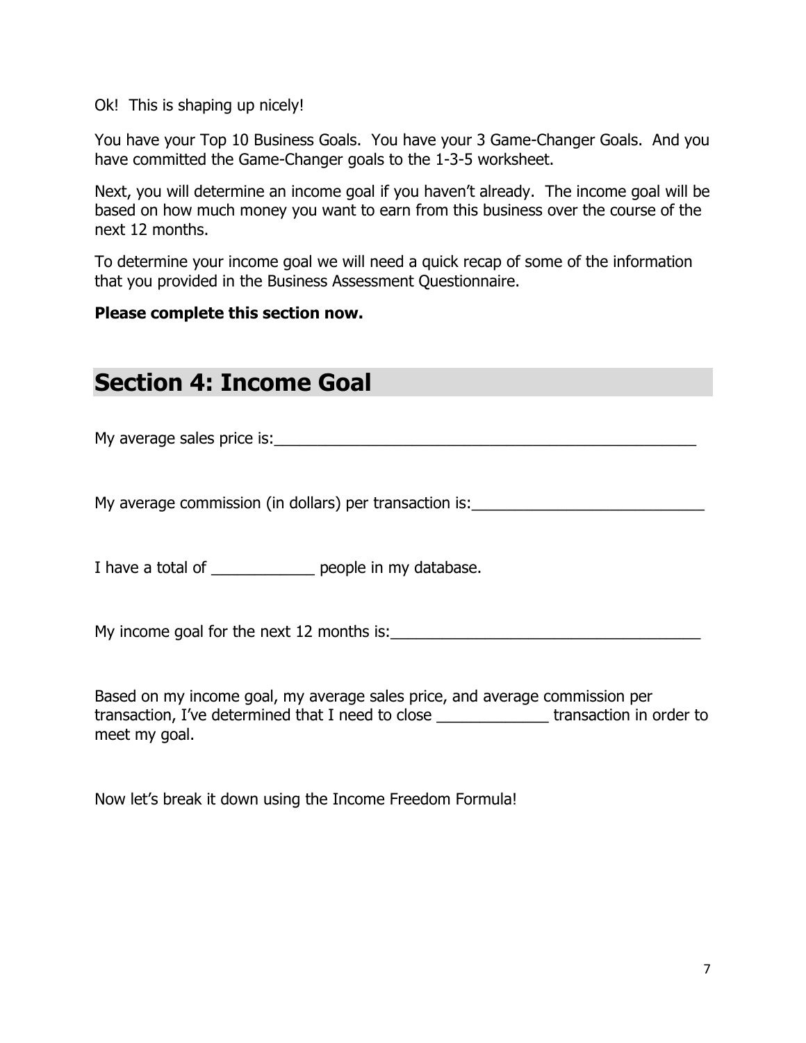Ok! This is shaping up nicely!

You have your Top 10 Business Goals. You have your 3 Game-Changer Goals. And you have committed the Game-Changer goals to the 1-3-5 worksheet.

Next, you will determine an income goal if you haven't already. The income goal will be based on how much money you want to earn from this business over the course of the next 12 months.

To determine your income goal we will need a quick recap of some of the information that you provided in the Business Assessment Questionnaire.

**Please complete this section now.**

## Section 4: Income Goal

My average sales price is:___________________________________________________

My average commission (in dollars) per transaction is:___________________________

I have a total of ____________ people in my database.

My income goal for the next 12 months is:____________________________________

Based on my income goal, my average sales price, and average commission per transaction, I've determined that I need to close _____________ transaction in order to meet my goal.

Now let's break it down using the Income Freedom Formula!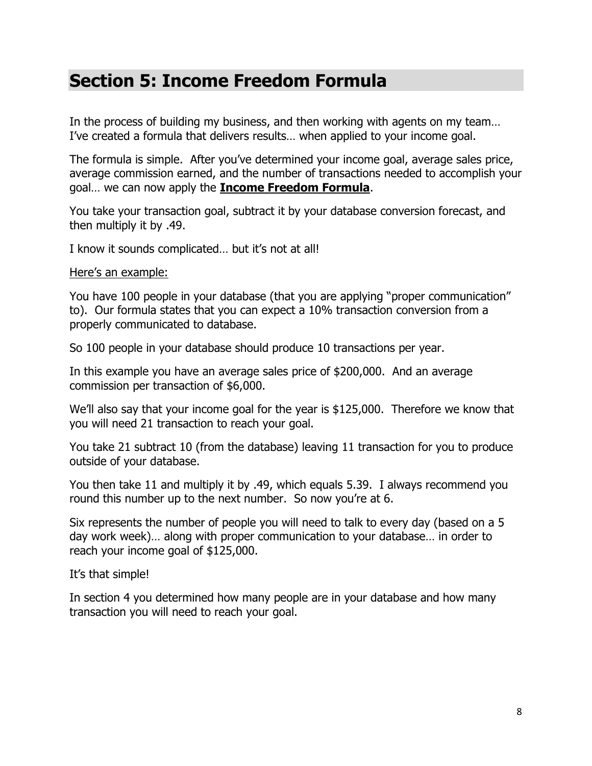## Section 5: Income Freedom Formula

In the process of building my business, and then working with agents on my team… I've created a formula that delivers results… when applied to your income goal.

The formula is simple. After you've determined your income goal, average sales price, average commission earned, and the number of transactions needed to accomplish your goal… we can now apply the **<u>Income Freedom Formula</u>**.

You take your transaction goal, subtract it by your database conversion forecast, and then multiply it by .49.

I know it sounds complicated… but it's not at all!

<u>Here's an example:</u>

You have 100 people in your database (that you are applying "proper communication" to). Our formula states that you can expect a 10% transaction conversion from a properly communicated to database.

So 100 people in your database should produce 10 transactions per year.

In this example you have an average sales price of $200,000. And an average commission per transaction of $6,000.

We'll also say that your income goal for the year is $125,000. Therefore we know that you will need 21 transaction to reach your goal.

You take 21 subtract 10 (from the database) leaving 11 transaction for you to produce outside of your database.

You then take 11 and multiply it by .49, which equals 5.39. I always recommend you round this number up to the next number. So now you're at 6.

Six represents the number of people you will need to talk to every day (based on a 5 day work week)… along with proper communication to your database… in order to reach your income goal of $125,000.

It's that simple!

In section 4 you determined how many people are in your database and how many transaction you will need to reach your goal.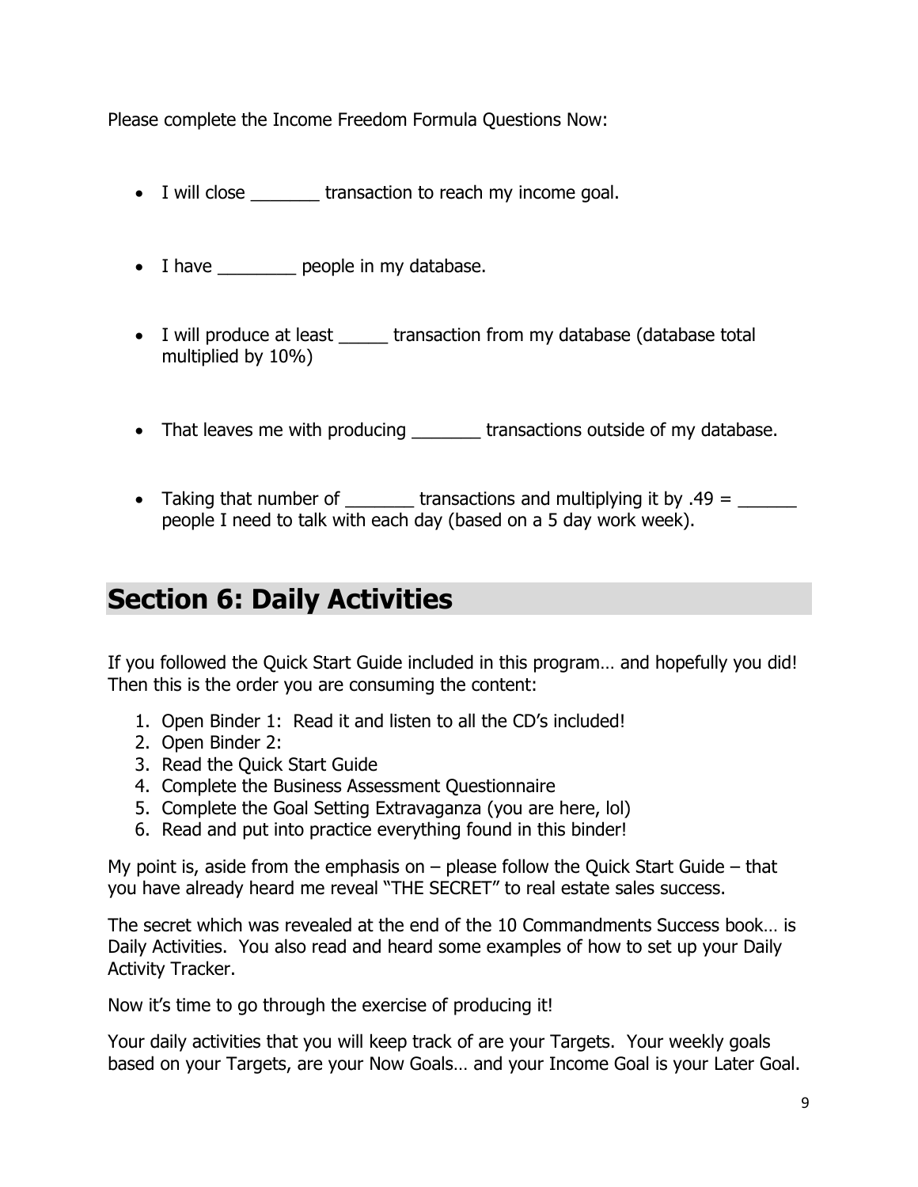Please complete the Income Freedom Formula Questions Now:

- I will close _______ transaction to reach my income goal.

- I have ________ people in my database.

- I will produce at least _____ transaction from my database (database total multiplied by 10%)

- That leaves me with producing _______ transactions outside of my database.

- Taking that number of _______ transactions and multiplying it by .49 = ______ people I need to talk with each day (based on a 5 day work week).

## Section 6: Daily Activities

If you followed the Quick Start Guide included in this program… and hopefully you did! Then this is the order you are consuming the content:

1. Open Binder 1: Read it and listen to all the CD's included!
2. Open Binder 2:
3. Read the Quick Start Guide
4. Complete the Business Assessment Questionnaire
5. Complete the Goal Setting Extravaganza (you are here, lol)
6. Read and put into practice everything found in this binder!

My point is, aside from the emphasis on – please follow the Quick Start Guide – that you have already heard me reveal "THE SECRET" to real estate sales success.

The secret which was revealed at the end of the 10 Commandments Success book… is Daily Activities. You also read and heard some examples of how to set up your Daily Activity Tracker.

Now it's time to go through the exercise of producing it!

Your daily activities that you will keep track of are your Targets. Your weekly goals based on your Targets, are your Now Goals… and your Income Goal is your Later Goal.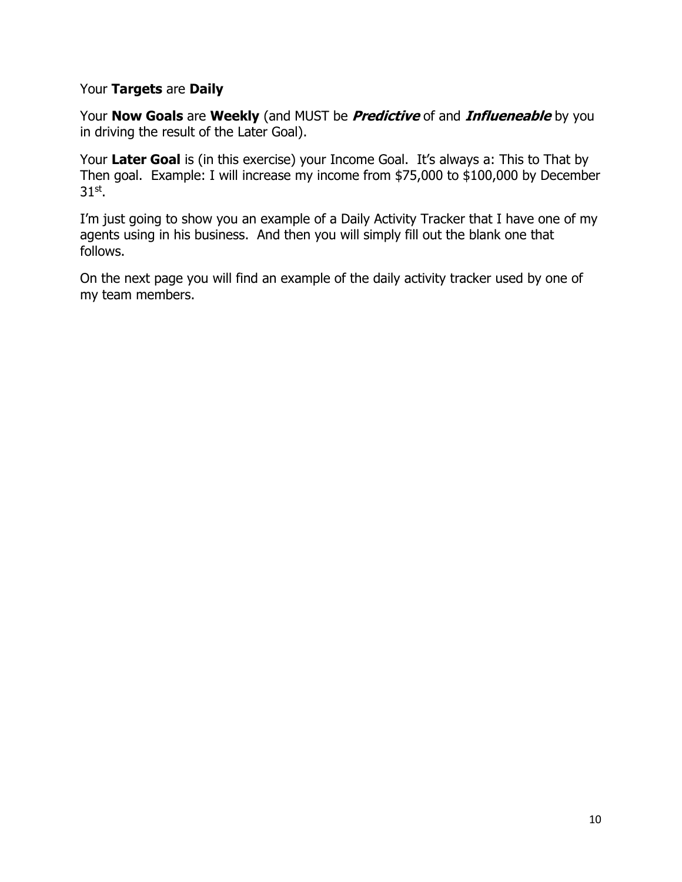Your **Targets** are **Daily**

Your **Now Goals** are **Weekly** (and MUST be ***Predictive*** of and ***Influeneable*** by you in driving the result of the Later Goal).

Your **Later Goal** is (in this exercise) your Income Goal. It's always a: This to That by Then goal. Example: I will increase my income from $75,000 to $100,000 by December 31st.

I'm just going to show you an example of a Daily Activity Tracker that I have one of my agents using in his business. And then you will simply fill out the blank one that follows.

On the next page you will find an example of the daily activity tracker used by one of my team members.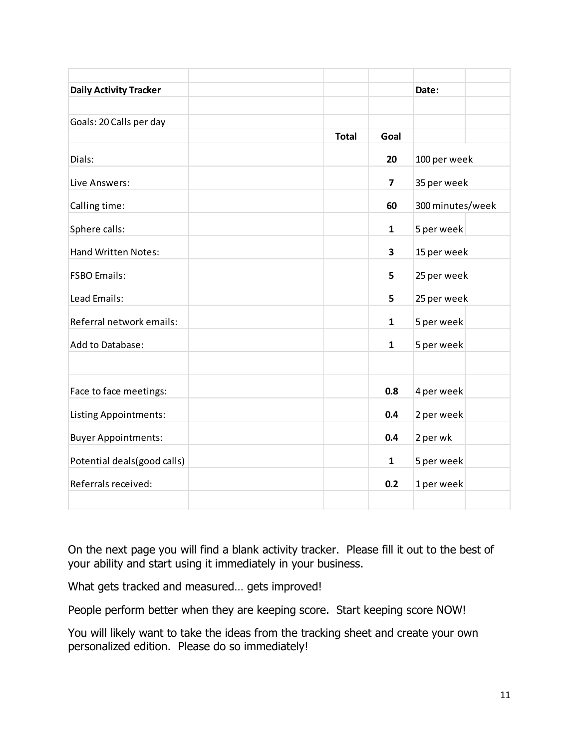| Daily Activity Tracker | | | | Date: | |
|---|---|---|---|---|---|
| | | | | | |
| Goals: 20 Calls per day | | | | | |
| | | **Total** | **Goal** | | |
| Dials: | | | **20** | 100 per week | |
| Live Answers: | | | **7** | 35 per week | |
| Calling time: | | | **60** | 300 minutes/week | |
| Sphere calls: | | | **1** | 5 per week | |
| Hand Written Notes: | | | **3** | 15 per week | |
| FSBO Emails: | | | **5** | 25 per week | |
| Lead Emails: | | | **5** | 25 per week | |
| Referral network emails: | | | **1** | 5 per week | |
| Add to Database: | | | **1** | 5 per week | |
| | | | | | |
| Face to face meetings: | | | **0.8** | 4 per week | |
| Listing Appointments: | | | **0.4** | 2 per week | |
| Buyer Appointments: | | | **0.4** | 2 per wk | |
| Potential deals(good calls) | | | **1** | 5 per week | |
| Referrals received: | | | **0.2** | 1 per week | |
| | | | | | |

On the next page you will find a blank activity tracker. Please fill it out to the best of your ability and start using it immediately in your business.

What gets tracked and measured… gets improved!

People perform better when they are keeping score. Start keeping score NOW!

You will likely want to take the ideas from the tracking sheet and create your own personalized edition. Please do so immediately!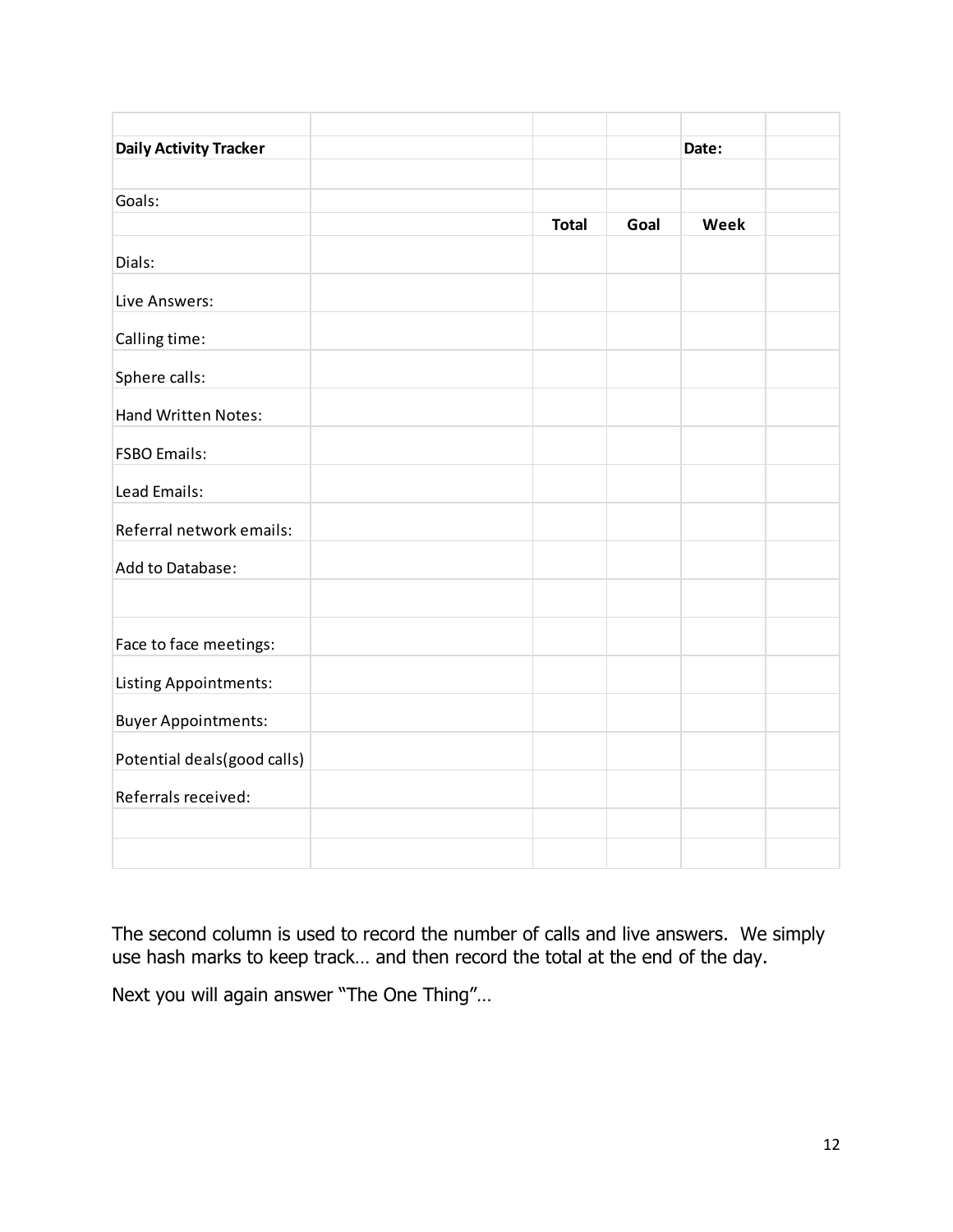| | | | | | |
|---|---|---|---|---|---|
| **Daily Activity Tracker** | | | | **Date:** | |
| | | | | | |
| Goals: | | | | | |
| | | **Total** | **Goal** | **Week** | |
| Dials: | | | | | |
| Live Answers: | | | | | |
| Calling time: | | | | | |
| Sphere calls: | | | | | |
| Hand Written Notes: | | | | | |
| FSBO Emails: | | | | | |
| Lead Emails: | | | | | |
| Referral network emails: | | | | | |
| Add to Database: | | | | | |
| | | | | | |
| Face to face meetings: | | | | | |
| Listing Appointments: | | | | | |
| Buyer Appointments: | | | | | |
| Potential deals(good calls) | | | | | |
| Referrals received: | | | | | |
| | | | | | |
| | | | | | |

The second column is used to record the number of calls and live answers. We simply use hash marks to keep track… and then record the total at the end of the day.

Next you will again answer "The One Thing"…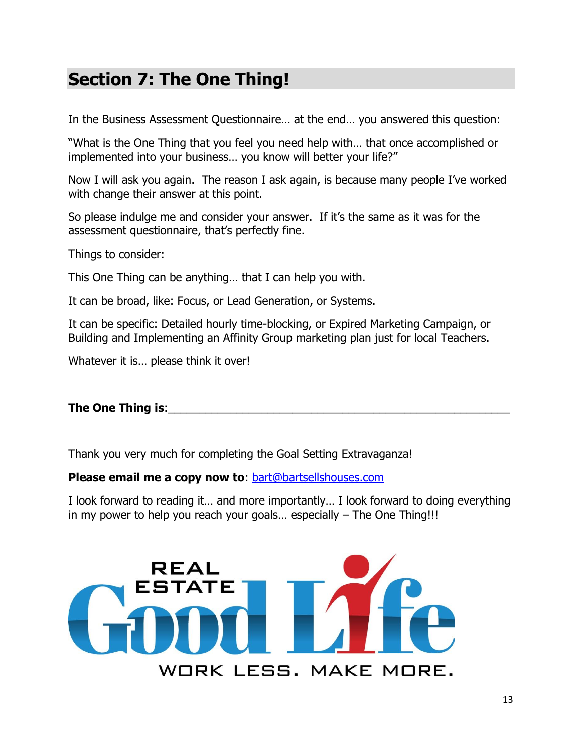## Section 7: The One Thing!

In the Business Assessment Questionnaire… at the end… you answered this question:

"What is the One Thing that you feel you need help with… that once accomplished or implemented into your business… you know will better your life?"

Now I will ask you again. The reason I ask again, is because many people I've worked with change their answer at this point.

So please indulge me and consider your answer. If it's the same as it was for the assessment questionnaire, that's perfectly fine.

Things to consider:

This One Thing can be anything… that I can help you with.

It can be broad, like: Focus, or Lead Generation, or Systems.

It can be specific: Detailed hourly time-blocking, or Expired Marketing Campaign, or Building and Implementing an Affinity Group marketing plan just for local Teachers.

Whatever it is… please think it over!

**The One Thing is**:_____________________________________________________

Thank you very much for completing the Goal Setting Extravaganza!

**Please email me a copy now to**: bart@bartsellshouses.com

I look forward to reading it… and more importantly… I look forward to doing everything in my power to help you reach your goals… especially – The One Thing!!!

REAL ESTATE Good Life

WORK LESS. MAKE MORE.